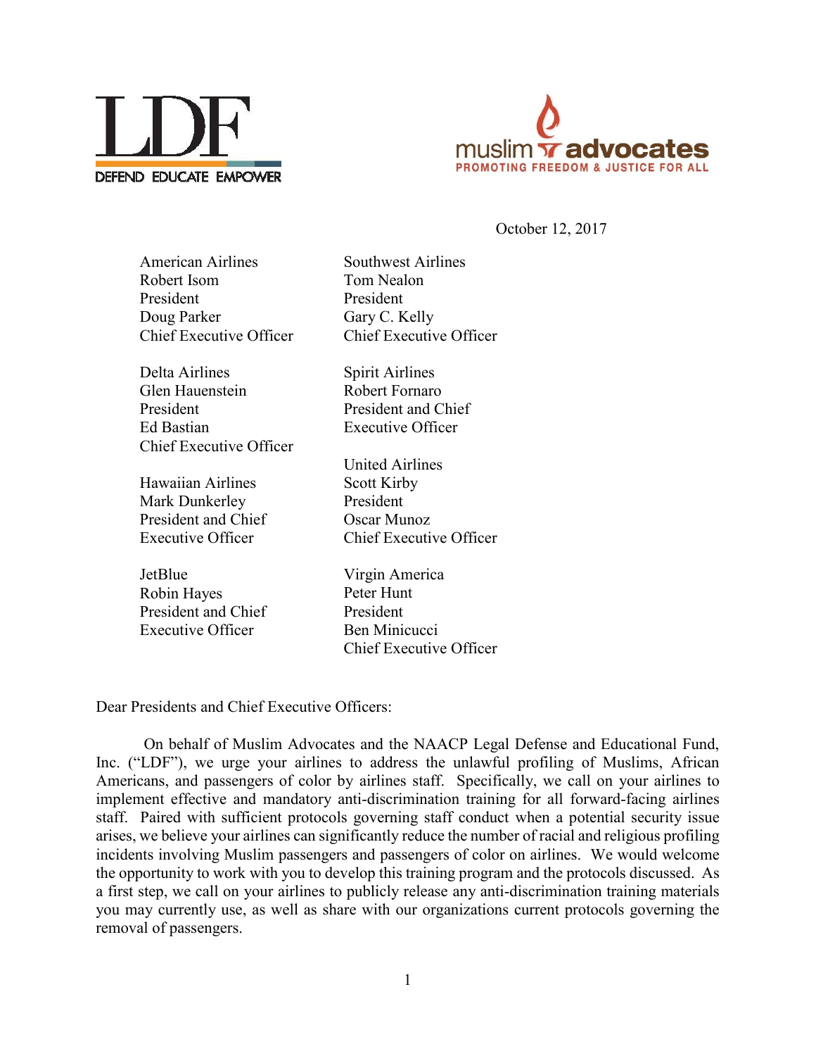LDF
DEFEND EDUCATE EMPOWER

muslim advocates
PROMOTING FREEDOM & JUSTICE FOR ALL

October 12, 2017

American Airlines
Robert Isom
President
Doug Parker
Chief Executive Officer

Delta Airlines
Glen Hauenstein
President
Ed Bastian
Chief Executive Officer

Hawaiian Airlines
Mark Dunkerley
President and Chief
Executive Officer

JetBlue
Robin Hayes
President and Chief
Executive Officer

Southwest Airlines
Tom Nealon
President
Gary C. Kelly
Chief Executive Officer

Spirit Airlines
Robert Fornaro
President and Chief
Executive Officer

United Airlines
Scott Kirby
President
Oscar Munoz
Chief Executive Officer

Virgin America
Peter Hunt
President
Ben Minicucci
Chief Executive Officer

Dear Presidents and Chief Executive Officers:

On behalf of Muslim Advocates and the NAACP Legal Defense and Educational Fund, Inc. ("LDF"), we urge your airlines to address the unlawful profiling of Muslims, African Americans, and passengers of color by airlines staff. Specifically, we call on your airlines to implement effective and mandatory anti-discrimination training for all forward-facing airlines staff. Paired with sufficient protocols governing staff conduct when a potential security issue arises, we believe your airlines can significantly reduce the number of racial and religious profiling incidents involving Muslim passengers and passengers of color on airlines. We would welcome the opportunity to work with you to develop this training program and the protocols discussed. As a first step, we call on your airlines to publicly release any anti-discrimination training materials you may currently use, as well as share with our organizations current protocols governing the removal of passengers.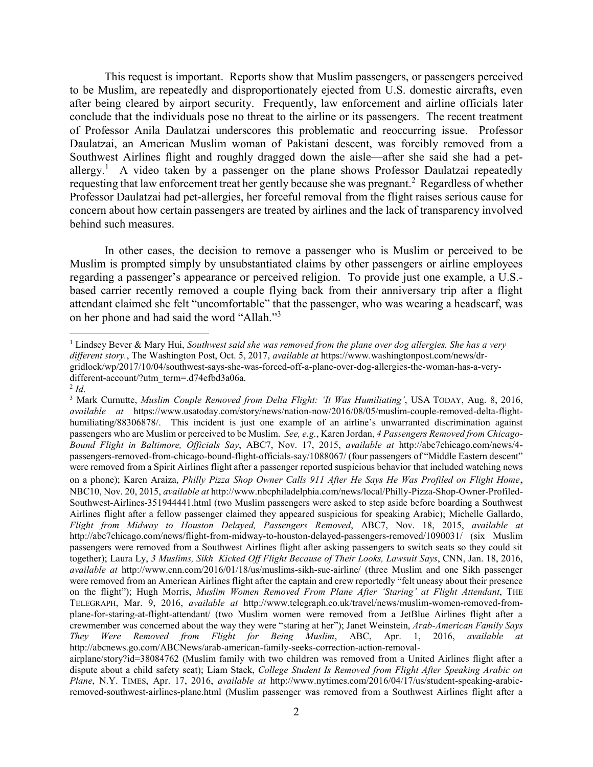This request is important. Reports show that Muslim passengers, or passengers perceived to be Muslim, are repeatedly and disproportionately ejected from U.S. domestic aircrafts, even after being cleared by airport security. Frequently, law enforcement and airline officials later conclude that the individuals pose no threat to the airline or its passengers. The recent treatment of Professor Anila Daulatzai underscores this problematic and reoccurring issue. Professor Daulatzai, an American Muslim woman of Pakistani descent, was forcibly removed from a Southwest Airlines flight and roughly dragged down the aisle—after she said she had a pet-allergy.[1] A video taken by a passenger on the plane shows Professor Daulatzai repeatedly requesting that law enforcement treat her gently because she was pregnant.[2] Regardless of whether Professor Daulatzai had pet-allergies, her forceful removal from the flight raises serious cause for concern about how certain passengers are treated by airlines and the lack of transparency involved behind such measures.

In other cases, the decision to remove a passenger who is Muslim or perceived to be Muslim is prompted simply by unsubstantiated claims by other passengers or airline employees regarding a passenger's appearance or perceived religion. To provide just one example, a U.S.-based carrier recently removed a couple flying back from their anniversary trip after a flight attendant claimed she felt "uncomfortable" that the passenger, who was wearing a headscarf, was on her phone and had said the word "Allah."[3]

---

[1] Lindsey Bever & Mary Hui, *Southwest said she was removed from the plane over dog allergies. She has a very different story.*, The Washington Post, Oct. 5, 2017, *available at* https://www.washingtonpost.com/news/dr-gridlock/wp/2017/10/04/southwest-says-she-was-forced-off-a-plane-over-dog-allergies-the-woman-has-a-very-different-account/?utm_term=.d74efbd3a06a.

[2] *Id*.

[3] Mark Curnutte, *Muslim Couple Removed from Delta Flight: 'It Was Humiliating'*, USA TODAY, Aug. 8, 2016, *available at* https://www.usatoday.com/story/news/nation-now/2016/08/05/muslim-couple-removed-delta-flight-humiliating/88306878/. This incident is just one example of an airline's unwarranted discrimination against passengers who are Muslim or perceived to be Muslim. *See, e.g.*, Karen Jordan, *4 Passengers Removed from Chicago-Bound Flight in Baltimore, Officials Say*, ABC7, Nov. 17, 2015, *available at* http://abc7chicago.com/news/4-passengers-removed-from-chicago-bound-flight-officials-say/1088067/ (four passengers of "Middle Eastern descent" were removed from a Spirit Airlines flight after a passenger reported suspicious behavior that included watching news on a phone); Karen Araiza, *Philly Pizza Shop Owner Calls 911 After He Says He Was Profiled on Flight Home*, NBC10, Nov. 20, 2015, *available at* http://www.nbcphiladelphia.com/news/local/Philly-Pizza-Shop-Owner-Profiled-Southwest-Airlines-351944441.html (two Muslim passengers were asked to step aside before boarding a Southwest Airlines flight after a fellow passenger claimed they appeared suspicious for speaking Arabic); Michelle Gallardo, *Flight from Midway to Houston Delayed, Passengers Removed*, ABC7, Nov. 18, 2015, *available at* http://abc7chicago.com/news/flight-from-midway-to-houston-delayed-passengers-removed/1090031/ (six Muslim passengers were removed from a Southwest Airlines flight after asking passengers to switch seats so they could sit together); Laura Ly, *3 Muslims, Sikh Kicked Off Flight Because of Their Looks, Lawsuit Says*, CNN, Jan. 18, 2016, *available at* http://www.cnn.com/2016/01/18/us/muslims-sikh-sue-airline/ (three Muslim and one Sikh passenger were removed from an American Airlines flight after the captain and crew reportedly "felt uneasy about their presence on the flight"); Hugh Morris, *Muslim Women Removed From Plane After 'Staring' at Flight Attendant*, THE TELEGRAPH, Mar. 9, 2016, *available at* http://www.telegraph.co.uk/travel/news/muslim-women-removed-from-plane-for-staring-at-flight-attendant/ (two Muslim women were removed from a JetBlue Airlines flight after a crewmember was concerned about the way they were "staring at her"); Janet Weinstein, *Arab-American Family Says They Were Removed from Flight for Being Muslim*, ABC, Apr. 1, 2016, *available at* http://abcnews.go.com/ABCNews/arab-american-family-seeks-correction-action-removal-airplane/story?id=38084762 (Muslim family with two children was removed from a United Airlines flight after a dispute about a child safety seat); Liam Stack, *College Student Is Removed from Flight After Speaking Arabic on Plane*, N.Y. TIMES, Apr. 17, 2016, *available at* http://www.nytimes.com/2016/04/17/us/student-speaking-arabic-removed-southwest-airlines-plane.html (Muslim passenger was removed from a Southwest Airlines flight after a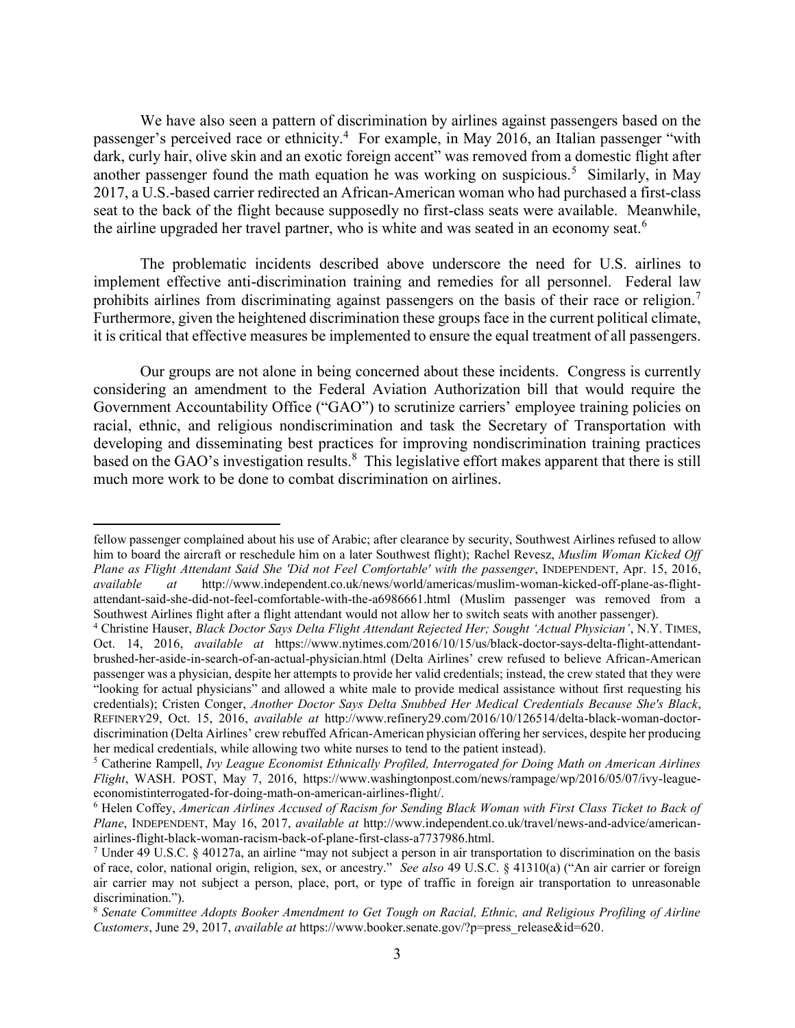We have also seen a pattern of discrimination by airlines against passengers based on the passenger's perceived race or ethnicity.[4] For example, in May 2016, an Italian passenger "with dark, curly hair, olive skin and an exotic foreign accent" was removed from a domestic flight after another passenger found the math equation he was working on suspicious.[5] Similarly, in May 2017, a U.S.-based carrier redirected an African-American woman who had purchased a first-class seat to the back of the flight because supposedly no first-class seats were available. Meanwhile, the airline upgraded her travel partner, who is white and was seated in an economy seat.[6]

The problematic incidents described above underscore the need for U.S. airlines to implement effective anti-discrimination training and remedies for all personnel. Federal law prohibits airlines from discriminating against passengers on the basis of their race or religion.[7] Furthermore, given the heightened discrimination these groups face in the current political climate, it is critical that effective measures be implemented to ensure the equal treatment of all passengers.

Our groups are not alone in being concerned about these incidents. Congress is currently considering an amendment to the Federal Aviation Authorization bill that would require the Government Accountability Office ("GAO") to scrutinize carriers' employee training policies on racial, ethnic, and religious nondiscrimination and task the Secretary of Transportation with developing and disseminating best practices for improving nondiscrimination training practices based on the GAO's investigation results.[8] This legislative effort makes apparent that there is still much more work to be done to combat discrimination on airlines.

---

fellow passenger complained about his use of Arabic; after clearance by security, Southwest Airlines refused to allow him to board the aircraft or reschedule him on a later Southwest flight); Rachel Revesz, *Muslim Woman Kicked Off Plane as Flight Attendant Said She 'Did not Feel Comfortable' with the passenger*, INDEPENDENT, Apr. 15, 2016, *available at* http://www.independent.co.uk/news/world/americas/muslim-woman-kicked-off-plane-as-flight-attendant-said-she-did-not-feel-comfortable-with-the-a6986661.html (Muslim passenger was removed from a Southwest Airlines flight after a flight attendant would not allow her to switch seats with another passenger).

[4] Christine Hauser, *Black Doctor Says Delta Flight Attendant Rejected Her; Sought 'Actual Physician'*, N.Y. TIMES, Oct. 14, 2016, *available at* https://www.nytimes.com/2016/10/15/us/black-doctor-says-delta-flight-attendant-brushed-her-aside-in-search-of-an-actual-physician.html (Delta Airlines' crew refused to believe African-American passenger was a physician, despite her attempts to provide her valid credentials; instead, the crew stated that they were "looking for actual physicians" and allowed a white male to provide medical assistance without first requesting his credentials); Cristen Conger, *Another Doctor Says Delta Snubbed Her Medical Credentials Because She's Black*, REFINERY29, Oct. 15, 2016, *available at* http://www.refinery29.com/2016/10/126514/delta-black-woman-doctor-discrimination (Delta Airlines' crew rebuffed African-American physician offering her services, despite her producing her medical credentials, while allowing two white nurses to tend to the patient instead).

[5] Catherine Rampell, *Ivy League Economist Ethnically Profiled, Interrogated for Doing Math on American Airlines Flight*, WASH. POST, May 7, 2016, https://www.washingtonpost.com/news/rampage/wp/2016/05/07/ivy-league-economistinterrogated-for-doing-math-on-american-airlines-flight/.

[6] Helen Coffey, *American Airlines Accused of Racism for Sending Black Woman with First Class Ticket to Back of Plane*, INDEPENDENT, May 16, 2017, *available at* http://www.independent.co.uk/travel/news-and-advice/american-airlines-flight-black-woman-racism-back-of-plane-first-class-a7737986.html.

[7] Under 49 U.S.C. § 40127a, an airline "may not subject a person in air transportation to discrimination on the basis of race, color, national origin, religion, sex, or ancestry." *See also* 49 U.S.C. § 41310(a) ("An air carrier or foreign air carrier may not subject a person, place, port, or type of traffic in foreign air transportation to unreasonable discrimination.").

[8] *Senate Committee Adopts Booker Amendment to Get Tough on Racial, Ethnic, and Religious Profiling of Airline Customers*, June 29, 2017, *available at* https://www.booker.senate.gov/?p=press_release&id=620.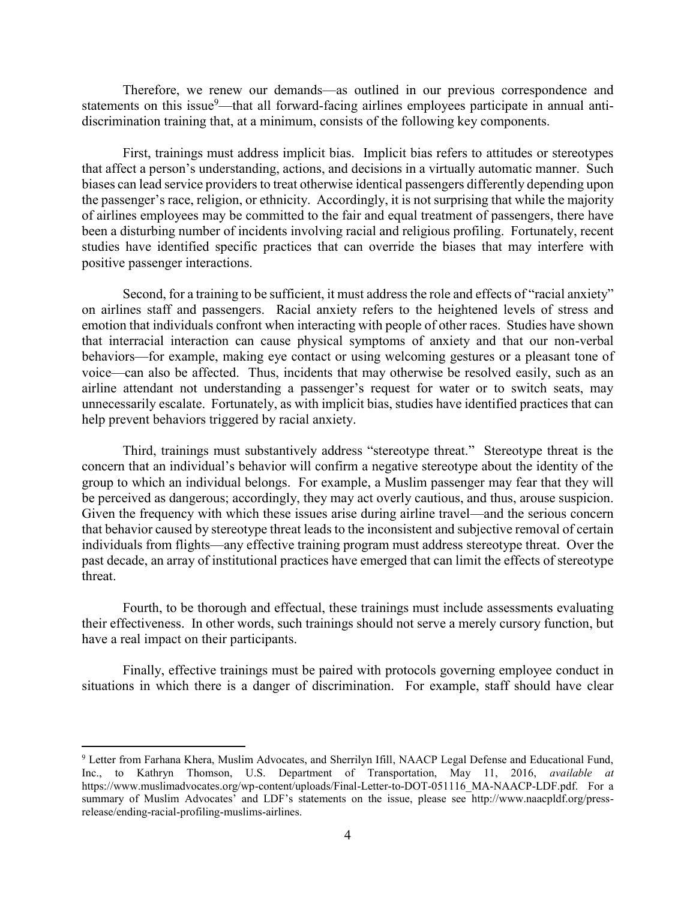Therefore, we renew our demands—as outlined in our previous correspondence and statements on this issue[9]—that all forward-facing airlines employees participate in annual anti-discrimination training that, at a minimum, consists of the following key components.

First, trainings must address implicit bias. Implicit bias refers to attitudes or stereotypes that affect a person's understanding, actions, and decisions in a virtually automatic manner. Such biases can lead service providers to treat otherwise identical passengers differently depending upon the passenger's race, religion, or ethnicity. Accordingly, it is not surprising that while the majority of airlines employees may be committed to the fair and equal treatment of passengers, there have been a disturbing number of incidents involving racial and religious profiling. Fortunately, recent studies have identified specific practices that can override the biases that may interfere with positive passenger interactions.

Second, for a training to be sufficient, it must address the role and effects of "racial anxiety" on airlines staff and passengers. Racial anxiety refers to the heightened levels of stress and emotion that individuals confront when interacting with people of other races. Studies have shown that interracial interaction can cause physical symptoms of anxiety and that our non-verbal behaviors—for example, making eye contact or using welcoming gestures or a pleasant tone of voice—can also be affected. Thus, incidents that may otherwise be resolved easily, such as an airline attendant not understanding a passenger's request for water or to switch seats, may unnecessarily escalate. Fortunately, as with implicit bias, studies have identified practices that can help prevent behaviors triggered by racial anxiety.

Third, trainings must substantively address "stereotype threat." Stereotype threat is the concern that an individual's behavior will confirm a negative stereotype about the identity of the group to which an individual belongs. For example, a Muslim passenger may fear that they will be perceived as dangerous; accordingly, they may act overly cautious, and thus, arouse suspicion. Given the frequency with which these issues arise during airline travel—and the serious concern that behavior caused by stereotype threat leads to the inconsistent and subjective removal of certain individuals from flights—any effective training program must address stereotype threat. Over the past decade, an array of institutional practices have emerged that can limit the effects of stereotype threat.

Fourth, to be thorough and effectual, these trainings must include assessments evaluating their effectiveness. In other words, such trainings should not serve a merely cursory function, but have a real impact on their participants.

Finally, effective trainings must be paired with protocols governing employee conduct in situations in which there is a danger of discrimination. For example, staff should have clear

---

[9] Letter from Farhana Khera, Muslim Advocates, and Sherrilyn Ifill, NAACP Legal Defense and Educational Fund, Inc., to Kathryn Thomson, U.S. Department of Transportation, May 11, 2016, *available at* https://www.muslimadvocates.org/wp-content/uploads/Final-Letter-to-DOT-051116_MA-NAACP-LDF.pdf. For a summary of Muslim Advocates' and LDF's statements on the issue, please see http://www.naacpldf.org/press-release/ending-racial-profiling-muslims-airlines.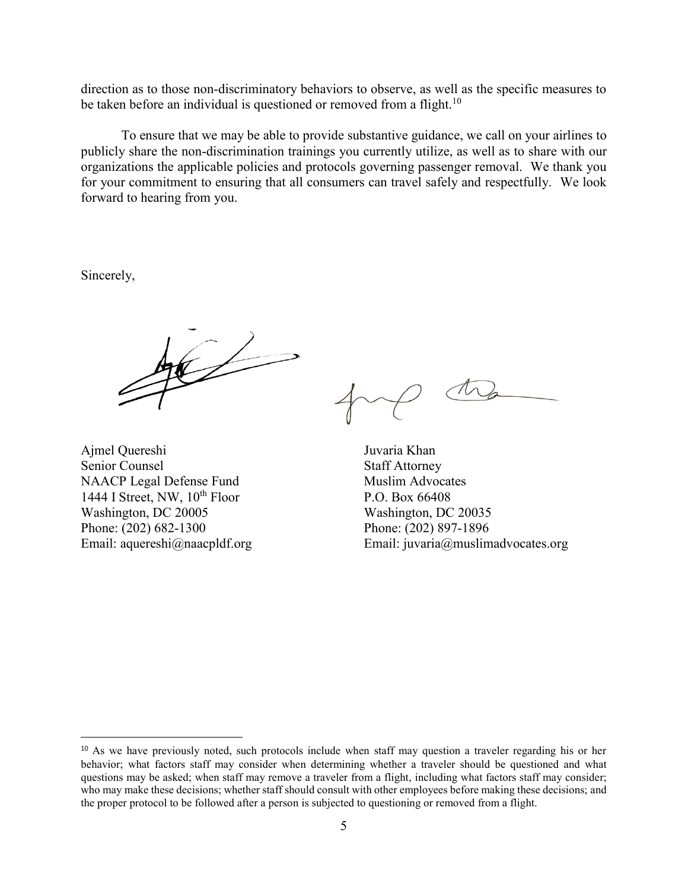direction as to those non-discriminatory behaviors to observe, as well as the specific measures to be taken before an individual is questioned or removed from a flight.[10]

To ensure that we may be able to provide substantive guidance, we call on your airlines to publicly share the non-discrimination trainings you currently utilize, as well as to share with our organizations the applicable policies and protocols governing passenger removal. We thank you for your commitment to ensuring that all consumers can travel safely and respectfully. We look forward to hearing from you.

Sincerely,

Ajmel Quereshi
Senior Counsel
NAACP Legal Defense Fund
1444 I Street, NW, 10th Floor
Washington, DC 20005
Phone: (202) 682-1300
Email: aquereshi@naacpldf.org

Juvaria Khan
Staff Attorney
Muslim Advocates
P.O. Box 66408
Washington, DC 20035
Phone: (202) 897-1896
Email: juvaria@muslimadvocates.org

---

[10] As we have previously noted, such protocols include when staff may question a traveler regarding his or her behavior; what factors staff may consider when determining whether a traveler should be questioned and what questions may be asked; when staff may remove a traveler from a flight, including what factors staff may consider; who may make these decisions; whether staff should consult with other employees before making these decisions; and the proper protocol to be followed after a person is subjected to questioning or removed from a flight.